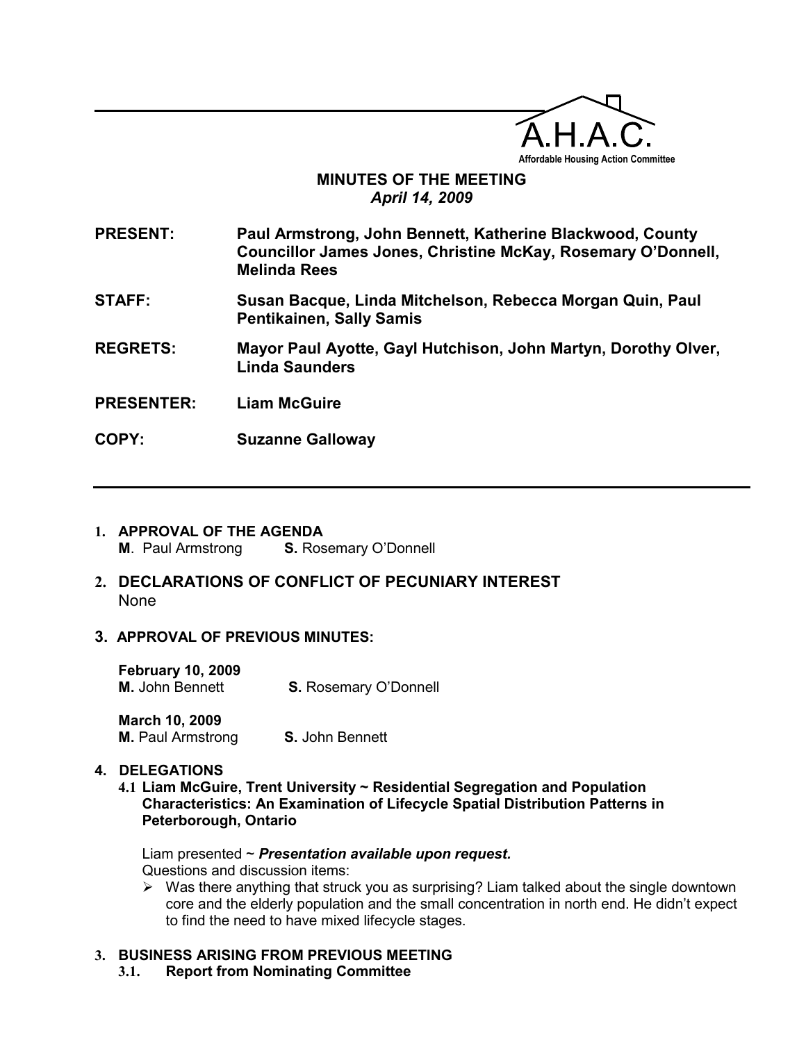A.H.A.C.

Affordable Housing Action Committee

# MINUTES OF THE MEETING

*April 14, 2009*

**PRESENT:** **Paul Armstrong, John Bennett, Katherine Blackwood, County Councillor James Jones, Christine McKay, Rosemary O'Donnell, Melinda Rees**

**STAFF:** **Susan Bacque, Linda Mitchelson, Rebecca Morgan Quin, Paul Pentikainen, Sally Samis**

**REGRETS:** **Mayor Paul Ayotte, Gayl Hutchison, John Martyn, Dorothy Olver, Linda Saunders**

**PRESENTER:** **Liam McGuire**

**COPY:** **Suzanne Galloway**

---

## 1. APPROVAL OF THE AGENDA

**M**. Paul Armstrong **S.** Rosemary O'Donnell

## 2. DECLARATIONS OF CONFLICT OF PECUNIARY INTEREST

None

## 3. APPROVAL OF PREVIOUS MINUTES:

**February 10, 2009**
**M.** John Bennett **S.** Rosemary O'Donnell

**March 10, 2009**
**M.** Paul Armstrong **S.** John Bennett

## 4. DELEGATIONS

### 4.1 Liam McGuire, Trent University ~ Residential Segregation and Population Characteristics: An Examination of Lifecycle Spatial Distribution Patterns in Peterborough, Ontario

Liam presented ~ ***Presentation available upon request.***
Questions and discussion items:

- Was there anything that struck you as surprising? Liam talked about the single downtown core and the elderly population and the small concentration in north end. He didn't expect to find the need to have mixed lifecycle stages.

## 3. BUSINESS ARISING FROM PREVIOUS MEETING

### 3.1. Report from Nominating Committee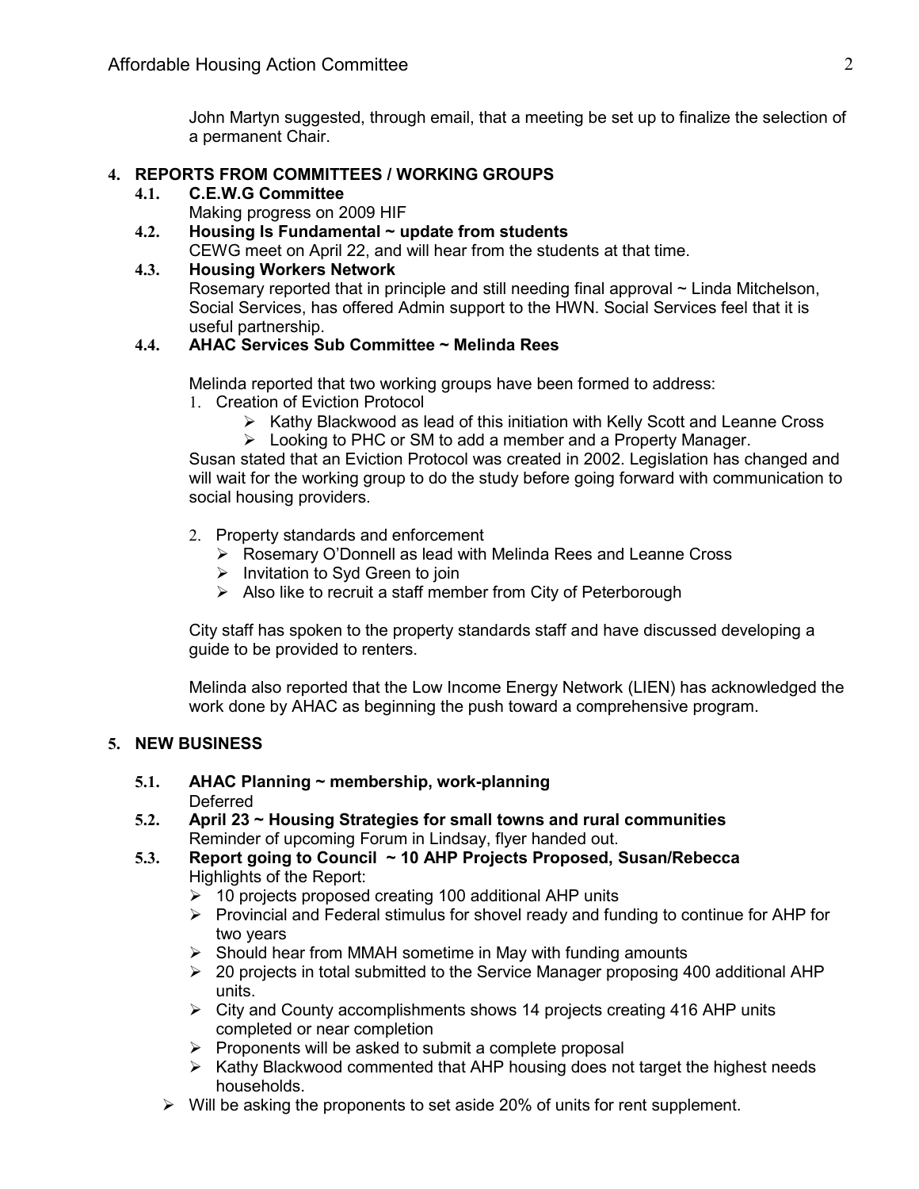John Martyn suggested, through email, that a meeting be set up to finalize the selection of a permanent Chair.

## 4. REPORTS FROM COMMITTEES / WORKING GROUPS

### 4.1. C.E.W.G Committee

Making progress on 2009 HIF

### 4.2. Housing Is Fundamental ~ update from students

CEWG meet on April 22, and will hear from the students at that time.

### 4.3. Housing Workers Network

Rosemary reported that in principle and still needing final approval ~ Linda Mitchelson, Social Services, has offered Admin support to the HWN. Social Services feel that it is useful partnership.

### 4.4. AHAC Services Sub Committee ~ Melinda Rees

Melinda reported that two working groups have been formed to address:

1. Creation of Eviction Protocol
   - Kathy Blackwood as lead of this initiation with Kelly Scott and Leanne Cross
   - Looking to PHC or SM to add a member and a Property Manager.

Susan stated that an Eviction Protocol was created in 2002. Legislation has changed and will wait for the working group to do the study before going forward with communication to social housing providers.

2. Property standards and enforcement
   - Rosemary O'Donnell as lead with Melinda Rees and Leanne Cross
   - Invitation to Syd Green to join
   - Also like to recruit a staff member from City of Peterborough

City staff has spoken to the property standards staff and have discussed developing a guide to be provided to renters.

Melinda also reported that the Low Income Energy Network (LIEN) has acknowledged the work done by AHAC as beginning the push toward a comprehensive program.

## 5. NEW BUSINESS

### 5.1. AHAC Planning ~ membership, work-planning

Deferred

### 5.2. April 23 ~ Housing Strategies for small towns and rural communities

Reminder of upcoming Forum in Lindsay, flyer handed out.

### 5.3. Report going to Council ~ 10 AHP Projects Proposed, Susan/Rebecca

Highlights of the Report:

- 10 projects proposed creating 100 additional AHP units
- Provincial and Federal stimulus for shovel ready and funding to continue for AHP for two years
- Should hear from MMAH sometime in May with funding amounts
- 20 projects in total submitted to the Service Manager proposing 400 additional AHP units.
- City and County accomplishments shows 14 projects creating 416 AHP units completed or near completion
- Proponents will be asked to submit a complete proposal
- Kathy Blackwood commented that AHP housing does not target the highest needs households.
- Will be asking the proponents to set aside 20% of units for rent supplement.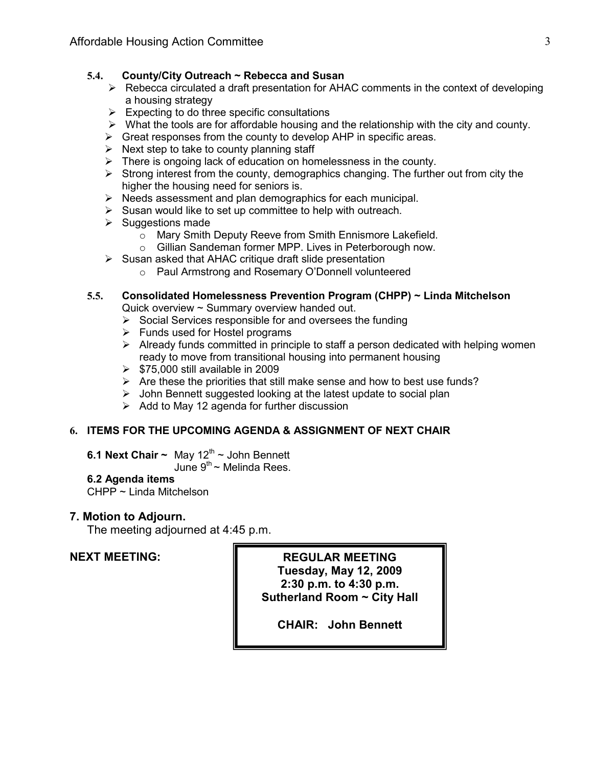**5.4. County/City Outreach ~ Rebecca and Susan**

- Rebecca circulated a draft presentation for AHAC comments in the context of developing a housing strategy
- Expecting to do three specific consultations
- What the tools are for affordable housing and the relationship with the city and county.
- Great responses from the county to develop AHP in specific areas.
- Next step to take to county planning staff
- There is ongoing lack of education on homelessness in the county.
- Strong interest from the county, demographics changing. The further out from city the higher the housing need for seniors is.
- Needs assessment and plan demographics for each municipal.
- Susan would like to set up committee to help with outreach.
- Suggestions made
  - Mary Smith Deputy Reeve from Smith Ennismore Lakefield.
  - Gillian Sandeman former MPP. Lives in Peterborough now.
- Susan asked that AHAC critique draft slide presentation
  - Paul Armstrong and Rosemary O'Donnell volunteered

**5.5. Consolidated Homelessness Prevention Program (CHPP) ~ Linda Mitchelson**

Quick overview ~ Summary overview handed out.

- Social Services responsible for and oversees the funding
- Funds used for Hostel programs
- Already funds committed in principle to staff a person dedicated with helping women ready to move from transitional housing into permanent housing
- \$75,000 still available in 2009
- Are these the priorities that still make sense and how to best use funds?
- John Bennett suggested looking at the latest update to social plan
- Add to May 12 agenda for further discussion

## 6. ITEMS FOR THE UPCOMING AGENDA & ASSIGNMENT OF NEXT CHAIR

**6.1 Next Chair ~** May 12th ~ John Bennett
June 9th ~ Melinda Rees.

**6.2 Agenda items**

CHPP ~ Linda Mitchelson

## 7. Motion to Adjourn.

The meeting adjourned at 4:45 p.m.

**NEXT MEETING:**

**REGULAR MEETING**
**Tuesday, May 12, 2009**
**2:30 p.m. to 4:30 p.m.**
**Sutherland Room ~ City Hall**

**CHAIR: John Bennett**